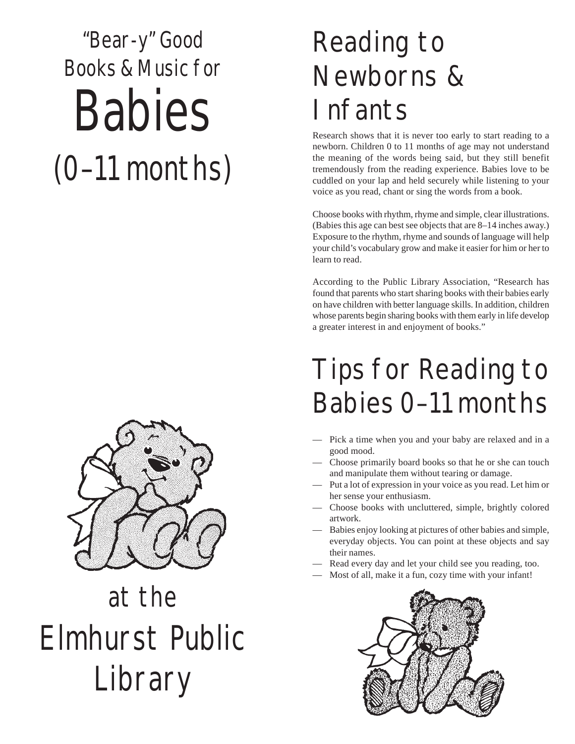# "Bear-y" Good Books & Music for Babies (0–11 months)

## at the Elmhurst Public Library

# Reading to Newborns & Infants

Research shows that it is never too early to start reading to a newborn. Children 0 to 11 months of age may not understand the meaning of the words being said, but they still benefit tremendously from the reading experience. Babies love to be cuddled on your lap and held securely while listening to your voice as you read, chant or sing the words from a book.

Choose books with rhythm, rhyme and simple, clear illustrations. (Babies this age can best see objects that are 8–14 inches away.) Exposure to the rhythm, rhyme and sounds of language will help your child's vocabulary grow and make it easier for him or her to learn to read.

According to the Public Library Association, "Research has found that parents who start sharing books with their babies early on have children with better language skills. In addition, children whose parents begin sharing books with them early in life develop a greater interest in and enjoyment of books."

# Tips for Reading to Babies 0–11 months

- Pick a time when you and your baby are relaxed and in a good mood.
- Choose primarily board books so that he or she can touch and manipulate them without tearing or damage.
- Put a lot of expression in your voice as you read. Let him or her sense your enthusiasm.
- Choose books with uncluttered, simple, brightly colored artwork.
- Babies enjoy looking at pictures of other babies and simple, everyday objects. You can point at these objects and say their names.
- Read every day and let your child see you reading, too.
- Most of all, make it a fun, cozy time with your infant!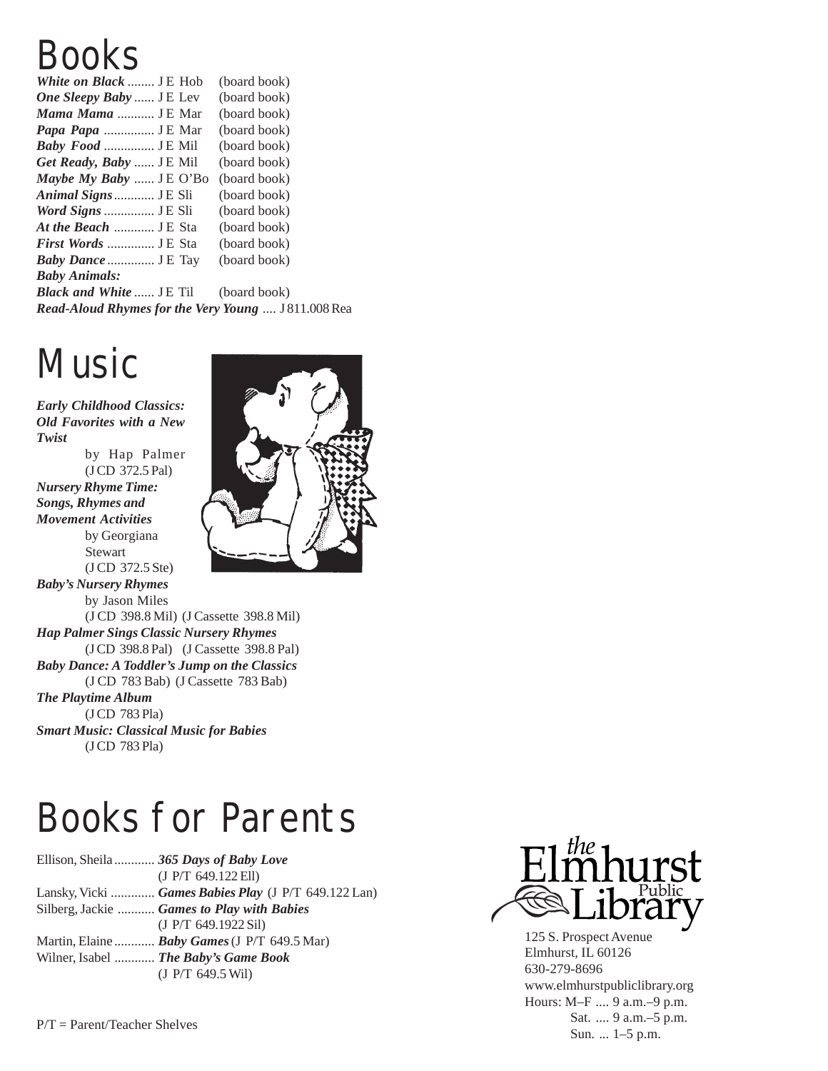# Books

***White on Black*** ........ J E Hob (board book)
***One Sleepy Baby*** ...... J E Lev (board book)
***Mama Mama*** ........... J E Mar (board book)
***Papa Papa*** ............... J E Mar (board book)
***Baby Food*** ............... J E Mil (board book)
***Get Ready, Baby*** ...... J E Mil (board book)
***Maybe My Baby*** ...... J E O'Bo (board book)
***Animal Signs*** ............ J E Sli (board book)
***Word Signs*** ............... J E Sli (board book)
***At the Beach*** ............ J E Sta (board book)
***First Words*** .............. J E Sta (board book)
***Baby Dance*** .............. J E Tay (board book)
***Baby Animals:***
***Black and White*** ...... J E Til (board book)
***Read-Aloud Rhymes for the Very Young*** .... J 811.008 Rea

# Music

***Early Childhood Classics: Old Favorites with a New Twist***
by Hap Palmer
(J CD 372.5 Pal)

***Nursery Rhyme Time: Songs, Rhymes and Movement Activities***
by Georgiana Stewart
(J CD 372.5 Ste)

***Baby's Nursery Rhymes***
by Jason Miles
(J CD 398.8 Mil) (J Cassette 398.8 Mil)

***Hap Palmer Sings Classic Nursery Rhymes***
(J CD 398.8 Pal) (J Cassette 398.8 Pal)

***Baby Dance: A Toddler's Jump on the Classics***
(J CD 783 Bab) (J Cassette 783 Bab)

***The Playtime Album***
(J CD 783 Pla)

***Smart Music: Classical Music for Babies***
(J CD 783 Pla)

# Books for Parents

Ellison, Sheila ............ ***365 Days of Baby Love*** (J P/T 649.122 Ell)
Lansky, Vicki ............. ***Games Babies Play*** (J P/T 649.122 Lan)
Silberg, Jackie ........... ***Games to Play with Babies*** (J P/T 649.1922 Sil)
Martin, Elaine ............ ***Baby Games*** (J P/T 649.5 Mar)
Wilner, Isabel ............ ***The Baby's Game Book*** (J P/T 649.5 Wil)

P/T = Parent/Teacher Shelves

the Elmhurst Public Library
125 S. Prospect Avenue
Elmhurst, IL 60126
630-279-8696
www.elmhurstpubliclibrary.org
Hours: M–F .... 9 a.m.–9 p.m.
Sat. .... 9 a.m.–5 p.m.
Sun. ... 1–5 p.m.